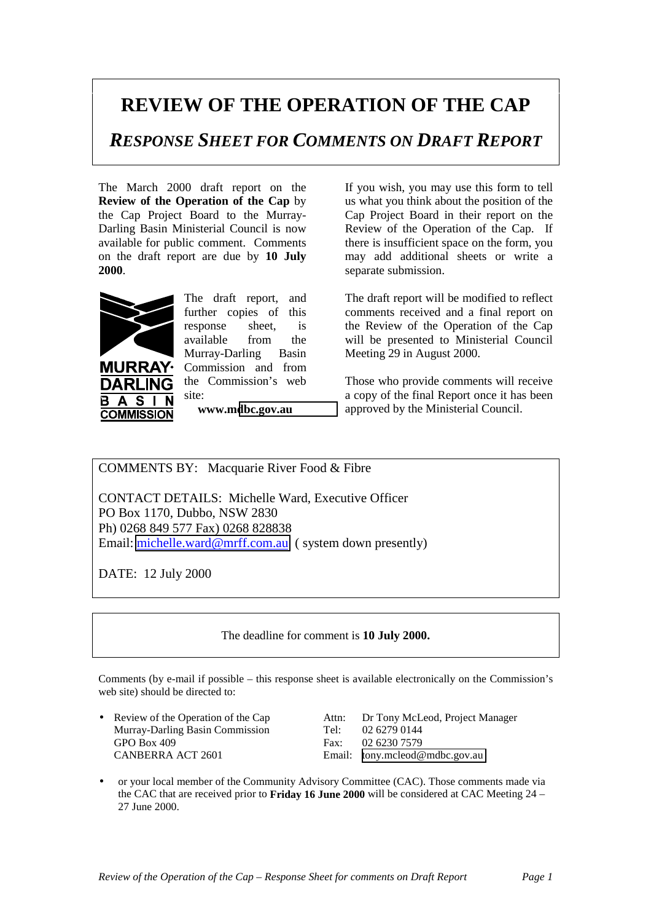# REVIEW OF THE OPERATION OF THE CAP

## *RESPONSE SHEET FOR COMMENTS ON DRAFT REPORT*

The March 2000 draft report on the **Review of the Operation of the Cap** by the Cap Project Board to the Murray-Darling Basin Ministerial Council is now available for public comment. Comments on the draft report are due by **10 July 2000**.

MURRAY-DARLING BASIN COMMISSION

The draft report, and further copies of this response sheet, is available from the Murray-Darling Basin Commission and from the Commission's web site:

**www.mdbc.gov.au**

If you wish, you may use this form to tell us what you think about the position of the Cap Project Board in their report on the Review of the Operation of the Cap. If there is insufficient space on the form, you may add additional sheets or write a separate submission.

The draft report will be modified to reflect comments received and a final report on the Review of the Operation of the Cap will be presented to Ministerial Council Meeting 29 in August 2000.

Those who provide comments will receive a copy of the final Report once it has been approved by the Ministerial Council.

COMMENTS BY: Macquarie River Food & Fibre

CONTACT DETAILS: Michelle Ward, Executive Officer
PO Box 1170, Dubbo, NSW 2830
Ph) 0268 849 577 Fax) 0268 828838
Email: michelle.ward@mrff.com.au ( system down presently)

DATE: 12 July 2000

The deadline for comment is **10 July 2000.**

Comments (by e-mail if possible – this response sheet is available electronically on the Commission's web site) should be directed to:

- Review of the Operation of the Cap
  Murray-Darling Basin Commission
  GPO Box 409
  CANBERRA ACT 2601

  Attn: Dr Tony McLeod, Project Manager
  Tel: 02 6279 0144
  Fax: 02 6230 7579
  Email: tony.mcleod@mdbc.gov.au

- or your local member of the Community Advisory Committee (CAC). Those comments made via the CAC that are received prior to **Friday 16 June 2000** will be considered at CAC Meeting 24 – 27 June 2000.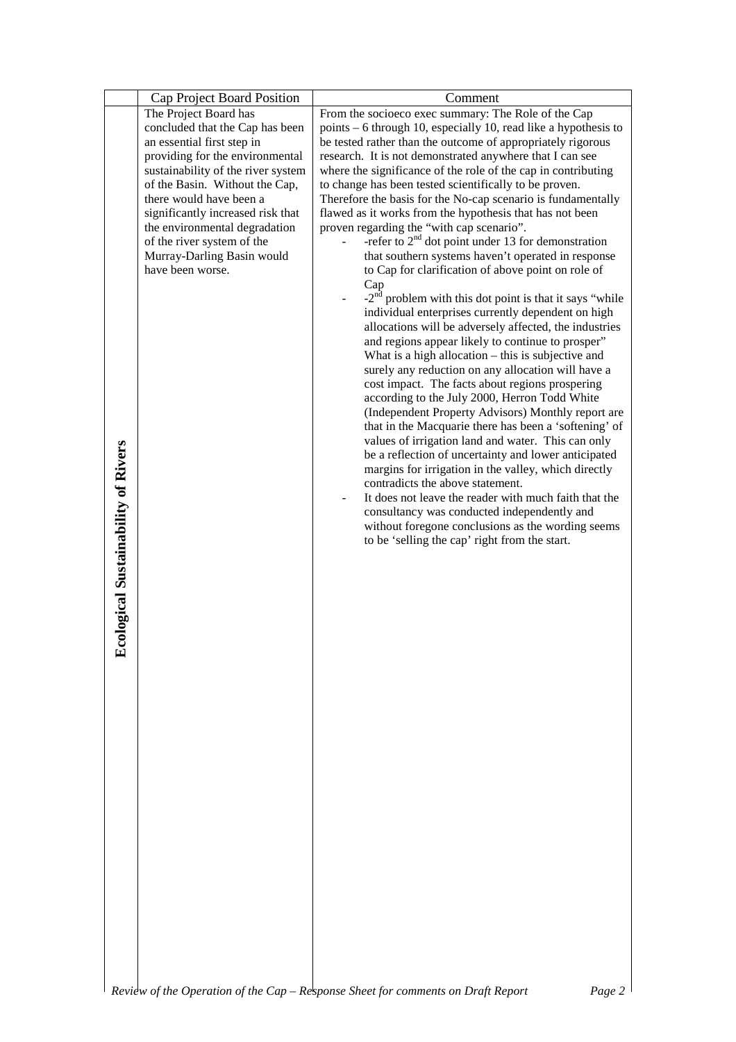| | Cap Project Board Position | Comment |
|---|---|---|
| **Ecological Sustainability of Rivers** | The Project Board has concluded that the Cap has been an essential first step in providing for the environmental sustainability of the river system of the Basin. Without the Cap, there would have been a significantly increased risk that the environmental degradation of the river system of the Murray-Darling Basin would have been worse. | From the socioeco exec summary: The Role of the Cap points – 6 through 10, especially 10, read like a hypothesis to be tested rather than the outcome of appropriately rigorous research. It is not demonstrated anywhere that I can see where the significance of the role of the cap in contributing to change has been tested scientifically to be proven. Therefore the basis for the No-cap scenario is fundamentally flawed as it works from the hypothesis that has not been proven regarding the "with cap scenario".<br>- -refer to 2nd dot point under 13 for demonstration that southern systems haven't operated in response to Cap for clarification of above point on role of Cap<br>- -2nd problem with this dot point is that it says "while individual enterprises currently dependent on high allocations will be adversely affected, the industries and regions appear likely to continue to prosper" What is a high allocation – this is subjective and surely any reduction on any allocation will have a cost impact. The facts about regions prospering according to the July 2000, Herron Todd White (Independent Property Advisors) Monthly report are that in the Macquarie there has been a 'softening' of values of irrigation land and water. This can only be a reflection of uncertainty and lower anticipated margins for irrigation in the valley, which directly contradicts the above statement.<br>- It does not leave the reader with much faith that the consultancy was conducted independently and without foregone conclusions as the wording seems to be 'selling the cap' right from the start. |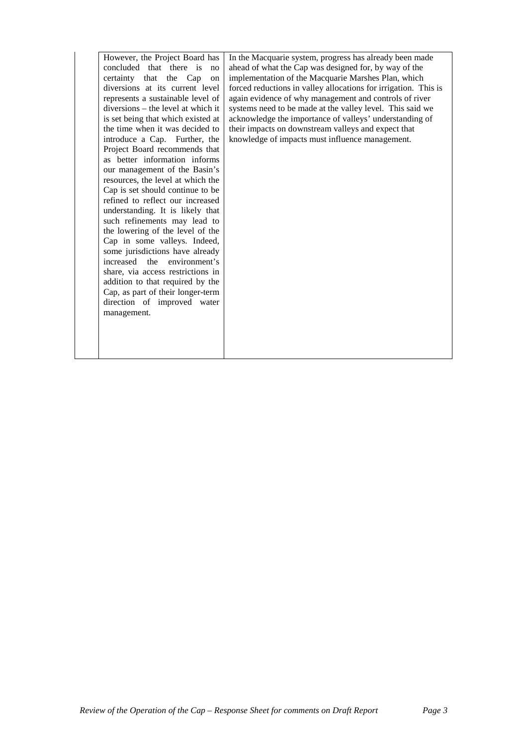|  | However, the Project Board has concluded that there is no certainty that the Cap on diversions at its current level represents a sustainable level of diversions – the level at which it is set being that which existed at the time when it was decided to introduce a Cap. Further, the Project Board recommends that as better information informs our management of the Basin's resources, the level at which the Cap is set should continue to be refined to reflect our increased understanding. It is likely that such refinements may lead to the lowering of the level of the Cap in some valleys. Indeed, some jurisdictions have already increased the environment's share, via access restrictions in addition to that required by the Cap, as part of their longer-term direction of improved water management. | In the Macquarie system, progress has already been made ahead of what the Cap was designed for, by way of the implementation of the Macquarie Marshes Plan, which forced reductions in valley allocations for irrigation. This is again evidence of why management and controls of river systems need to be made at the valley level. This said we acknowledge the importance of valleys' understanding of their impacts on downstream valleys and expect that knowledge of impacts must influence management. |
|---|---|---|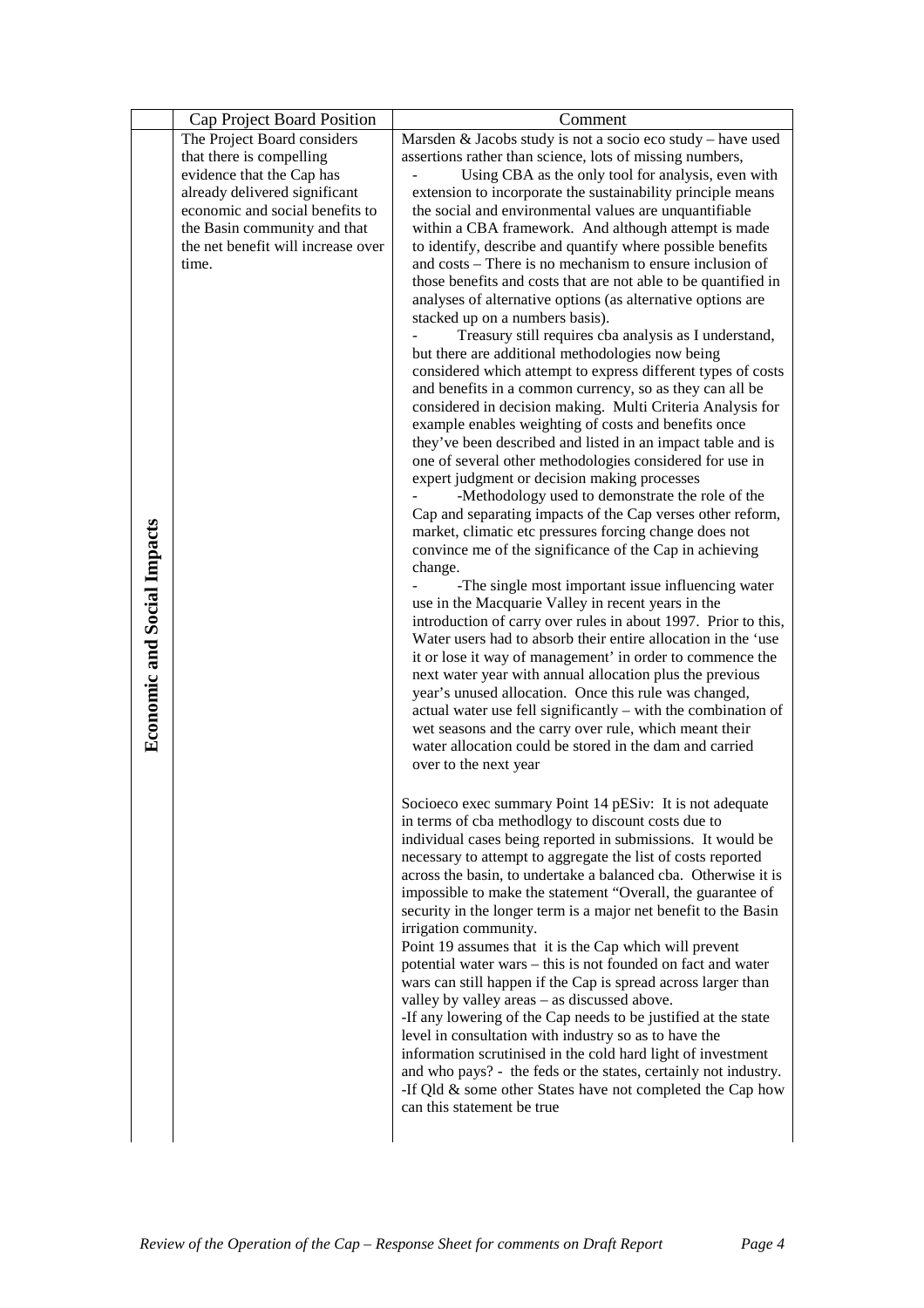| | Cap Project Board Position | Comment |
|---|---|---|
| **Economic and Social Impacts** | The Project Board considers that there is compelling evidence that the Cap has already delivered significant economic and social benefits to the Basin community and that the net benefit will increase over time. | Marsden & Jacobs study is not a socio eco study – have used assertions rather than science, lots of missing numbers,<br>- Using CBA as the only tool for analysis, even with extension to incorporate the sustainability principle means the social and environmental values are unquantifiable within a CBA framework. And although attempt is made to identify, describe and quantify where possible benefits and costs – There is no mechanism to ensure inclusion of those benefits and costs that are not able to be quantified in analyses of alternative options (as alternative options are stacked up on a numbers basis).<br>- Treasury still requires cba analysis as I understand, but there are additional methodologies now being considered which attempt to express different types of costs and benefits in a common currency, so as they can all be considered in decision making. Multi Criteria Analysis for example enables weighting of costs and benefits once they've been described and listed in an impact table and is one of several other methodologies considered for use in expert judgment or decision making processes<br>- -Methodology used to demonstrate the role of the Cap and separating impacts of the Cap verses other reform, market, climatic etc pressures forcing change does not convince me of the significance of the Cap in achieving change.<br>- -The single most important issue influencing water use in the Macquarie Valley in recent years in the introduction of carry over rules in about 1997. Prior to this, Water users had to absorb their entire allocation in the 'use it or lose it way of management' in order to commence the next water year with annual allocation plus the previous year's unused allocation. Once this rule was changed, actual water use fell significantly – with the combination of wet seasons and the carry over rule, which meant their water allocation could be stored in the dam and carried over to the next year<br><br>Socioeco exec summary Point 14 pESiv: It is not adequate in terms of cba methodlogy to discount costs due to individual cases being reported in submissions. It would be necessary to attempt to aggregate the list of costs reported across the basin, to undertake a balanced cba. Otherwise it is impossible to make the statement "Overall, the guarantee of security in the longer term is a major net benefit to the Basin irrigation community.<br>Point 19 assumes that it is the Cap which will prevent potential water wars – this is not founded on fact and water wars can still happen if the Cap is spread across larger than valley by valley areas – as discussed above.<br>-If any lowering of the Cap needs to be justified at the state level in consultation with industry so as to have the information scrutinised in the cold hard light of investment and who pays? - the feds or the states, certainly not industry.<br>-If Qld & some other States have not completed the Cap how can this statement be true |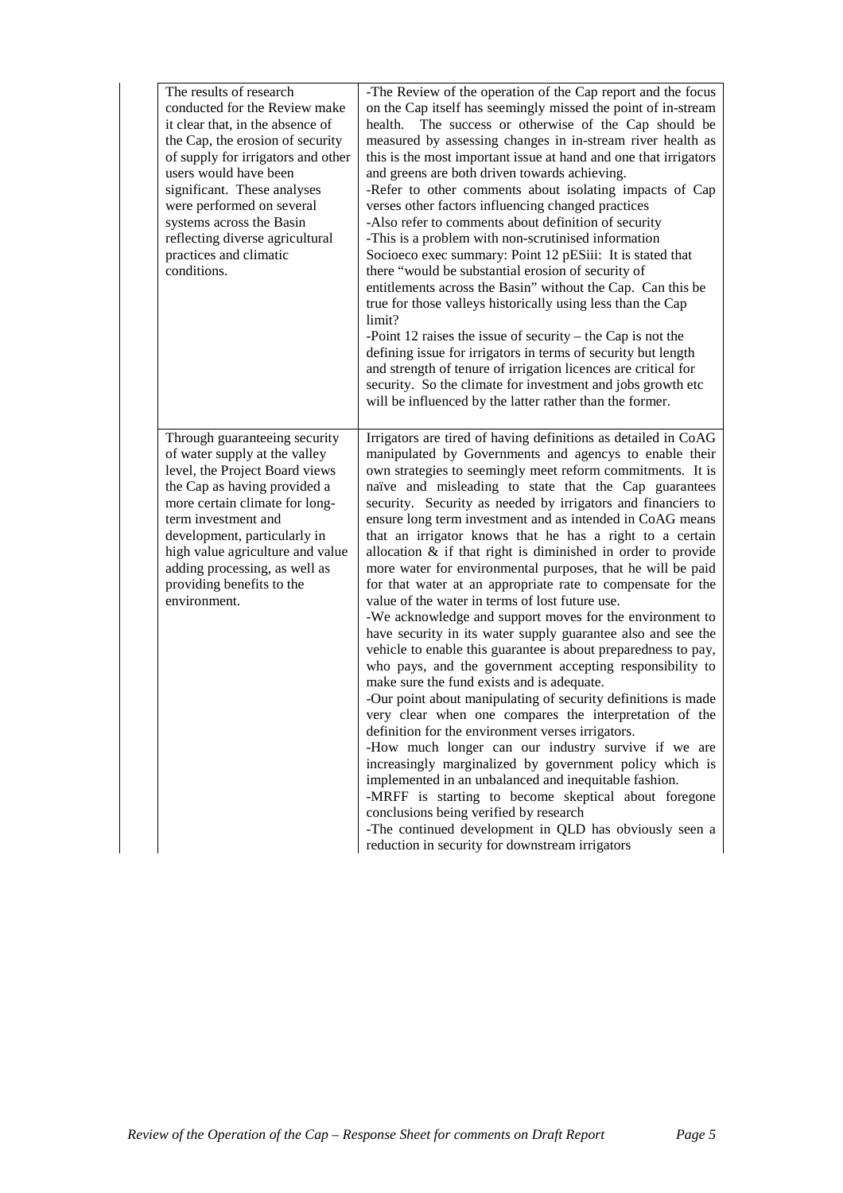| | |
|---|---|
| The results of research conducted for the Review make it clear that, in the absence of the Cap, the erosion of security of supply for irrigators and other users would have been significant. These analyses were performed on several systems across the Basin reflecting diverse agricultural practices and climatic conditions. | -The Review of the operation of the Cap report and the focus on the Cap itself has seemingly missed the point of in-stream health. The success or otherwise of the Cap should be measured by assessing changes in in-stream river health as this is the most important issue at hand and one that irrigators and greens are both driven towards achieving.<br>-Refer to other comments about isolating impacts of Cap verses other factors influencing changed practices<br>-Also refer to comments about definition of security<br>-This is a problem with non-scrutinised information<br>Socioeco exec summary: Point 12 pESiii: It is stated that there "would be substantial erosion of security of entitlements across the Basin" without the Cap. Can this be true for those valleys historically using less than the Cap limit?<br>-Point 12 raises the issue of security – the Cap is not the defining issue for irrigators in terms of security but length and strength of tenure of irrigation licences are critical for security. So the climate for investment and jobs growth etc will be influenced by the latter rather than the former. |
| Through guaranteeing security of water supply at the valley level, the Project Board views the Cap as having provided a more certain climate for long-term investment and development, particularly in high value agriculture and value adding processing, as well as providing benefits to the environment. | Irrigators are tired of having definitions as detailed in CoAG manipulated by Governments and agencys to enable their own strategies to seemingly meet reform commitments. It is naïve and misleading to state that the Cap guarantees security. Security as needed by irrigators and financiers to ensure long term investment and as intended in CoAG means that an irrigator knows that he has a right to a certain allocation & if that right is diminished in order to provide more water for environmental purposes, that he will be paid for that water at an appropriate rate to compensate for the value of the water in terms of lost future use.<br>-We acknowledge and support moves for the environment to have security in its water supply guarantee also and see the vehicle to enable this guarantee is about preparedness to pay, who pays, and the government accepting responsibility to make sure the fund exists and is adequate.<br>-Our point about manipulating of security definitions is made very clear when one compares the interpretation of the definition for the environment verses irrigators.<br>-How much longer can our industry survive if we are increasingly marginalized by government policy which is implemented in an unbalanced and inequitable fashion.<br>-MRFF is starting to become skeptical about foregone conclusions being verified by research<br>-The continued development in QLD has obviously seen a reduction in security for downstream irrigators |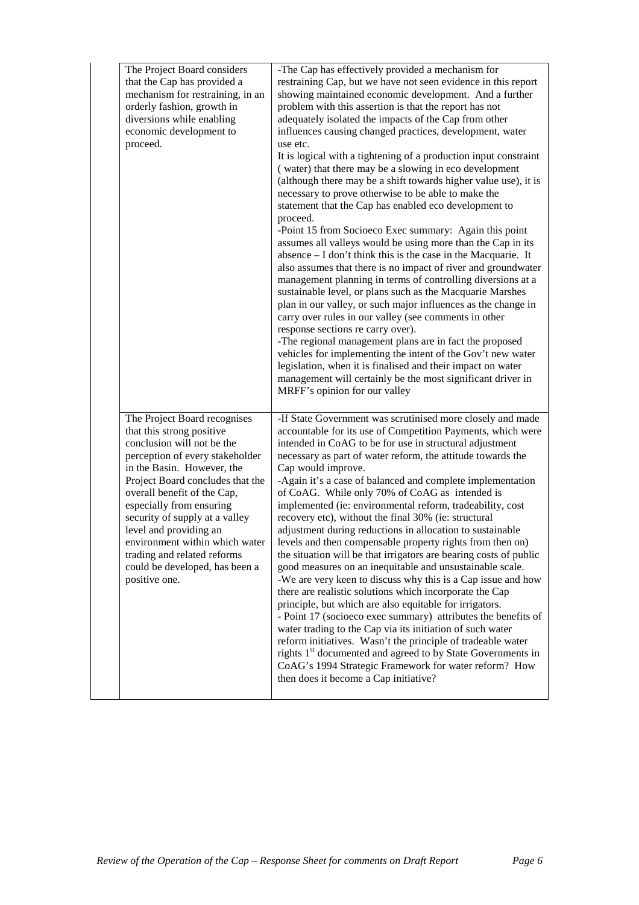| | |
|---|---|
| The Project Board considers that the Cap has provided a mechanism for restraining, in an orderly fashion, growth in diversions while enabling economic development to proceed. | -The Cap has effectively provided a mechanism for restraining Cap, but we have not seen evidence in this report showing maintained economic development. And a further problem with this assertion is that the report has not adequately isolated the impacts of the Cap from other influences causing changed practices, development, water use etc.<br>It is logical with a tightening of a production input constraint ( water) that there may be a slowing in eco development (although there may be a shift towards higher value use), it is necessary to prove otherwise to be able to make the statement that the Cap has enabled eco development to proceed.<br>-Point 15 from Socioeco Exec summary: Again this point assumes all valleys would be using more than the Cap in its absence – I don't think this is the case in the Macquarie. It also assumes that there is no impact of river and groundwater management planning in terms of controlling diversions at a sustainable level, or plans such as the Macquarie Marshes plan in our valley, or such major influences as the change in carry over rules in our valley (see comments in other response sections re carry over).<br>-The regional management plans are in fact the proposed vehicles for implementing the intent of the Gov't new water legislation, when it is finalised and their impact on water management will certainly be the most significant driver in MRFF's opinion for our valley |
| The Project Board recognises that this strong positive conclusion will not be the perception of every stakeholder in the Basin. However, the Project Board concludes that the overall benefit of the Cap, especially from ensuring security of supply at a valley level and providing an environment within which water trading and related reforms could be developed, has been a positive one. | -If State Government was scrutinised more closely and made accountable for its use of Competition Payments, which were intended in CoAG to be for use in structural adjustment necessary as part of water reform, the attitude towards the Cap would improve.<br>-Again it's a case of balanced and complete implementation of CoAG. While only 70% of CoAG as intended is implemented (ie: environmental reform, tradeability, cost recovery etc), without the final 30% (ie: structural adjustment during reductions in allocation to sustainable levels and then compensable property rights from then on) the situation will be that irrigators are bearing costs of public good measures on an inequitable and unsustainable scale.<br>-We are very keen to discuss why this is a Cap issue and how there are realistic solutions which incorporate the Cap principle, but which are also equitable for irrigators.<br>- Point 17 (socioeco exec summary) attributes the benefits of water trading to the Cap via its initiation of such water reform initiatives. Wasn't the principle of tradeable water rights 1st documented and agreed to by State Governments in CoAG's 1994 Strategic Framework for water reform? How then does it become a Cap initiative? |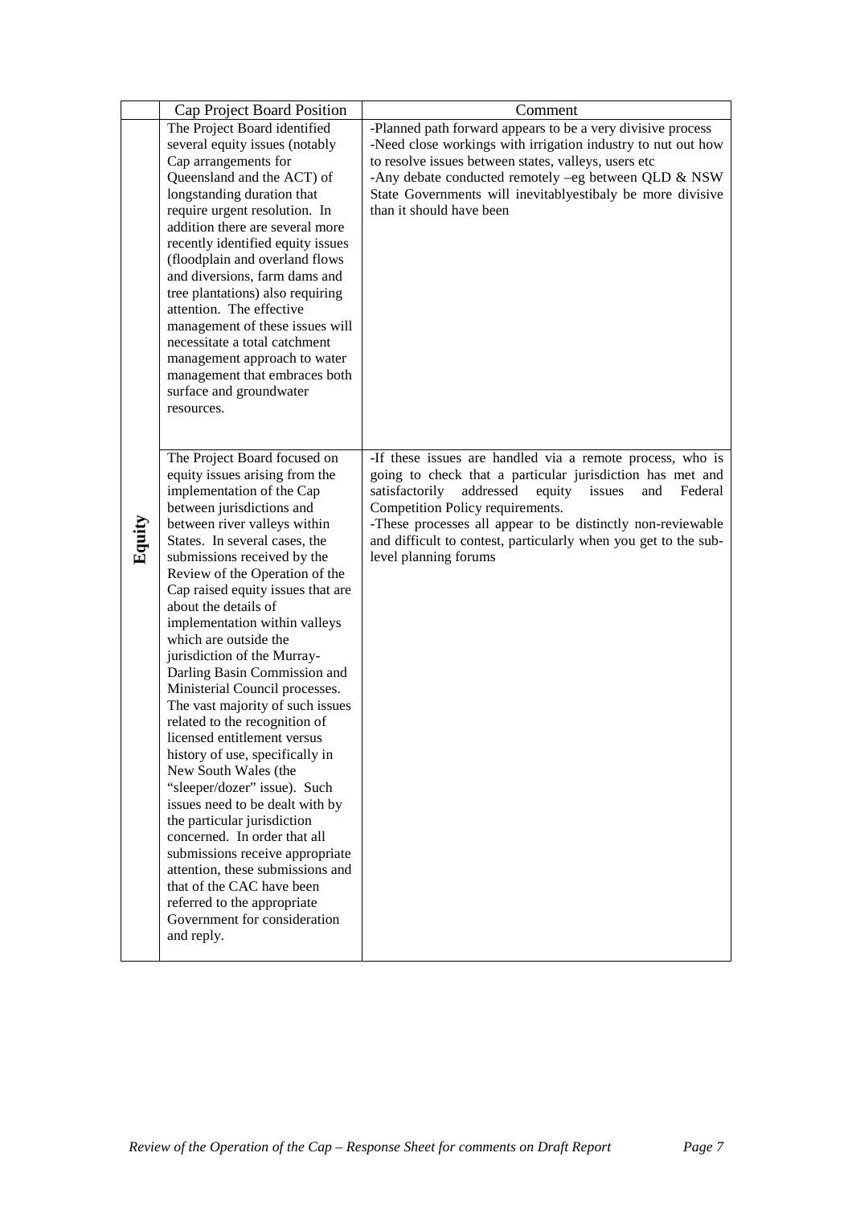| | Cap Project Board Position | Comment |
|---|---|---|
| **Equity** | The Project Board identified several equity issues (notably Cap arrangements for Queensland and the ACT) of longstanding duration that require urgent resolution. In addition there are several more recently identified equity issues (floodplain and overland flows and diversions, farm dams and tree plantations) also requiring attention. The effective management of these issues will necessitate a total catchment management approach to water management that embraces both surface and groundwater resources. | -Planned path forward appears to be a very divisive process<br>-Need close workings with irrigation industry to nut out how to resolve issues between states, valleys, users etc<br>-Any debate conducted remotely –eg between QLD & NSW State Governments will inevitablyestibaly be more divisive than it should have been |
| | The Project Board focused on equity issues arising from the implementation of the Cap between jurisdictions and between river valleys within States. In several cases, the submissions received by the Review of the Operation of the Cap raised equity issues that are about the details of implementation within valleys which are outside the jurisdiction of the Murray-Darling Basin Commission and Ministerial Council processes. The vast majority of such issues related to the recognition of licensed entitlement versus history of use, specifically in New South Wales (the "sleeper/dozer" issue). Such issues need to be dealt with by the particular jurisdiction concerned. In order that all submissions receive appropriate attention, these submissions and that of the CAC have been referred to the appropriate Government for consideration and reply. | -If these issues are handled via a remote process, who is going to check that a particular jurisdiction has met and satisfactorily addressed equity issues and Federal Competition Policy requirements.<br>-These processes all appear to be distinctly non-reviewable and difficult to contest, particularly when you get to the sub-level planning forums |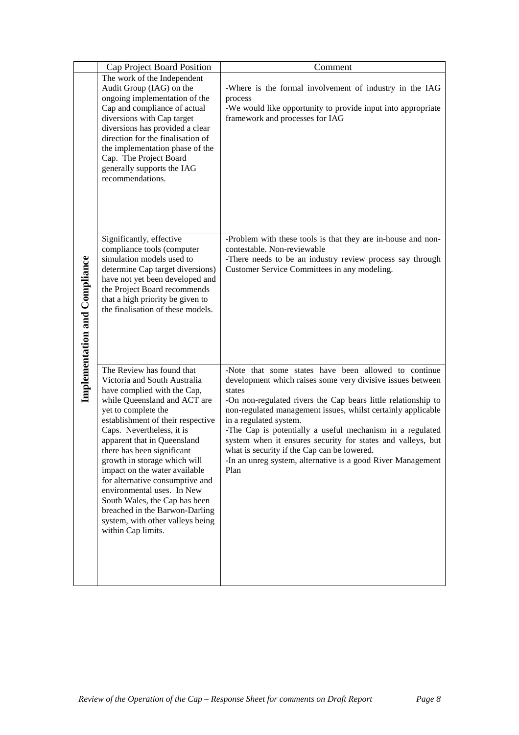| | Cap Project Board Position | Comment |
|---|---|---|
| Implementation and Compliance | The work of the Independent Audit Group (IAG) on the ongoing implementation of the Cap and compliance of actual diversions with Cap target diversions has provided a clear direction for the finalisation of the implementation phase of the Cap. The Project Board generally supports the IAG recommendations. | -Where is the formal involvement of industry in the IAG process<br>-We would like opportunity to provide input into appropriate framework and processes for IAG |
| | Significantly, effective compliance tools (computer simulation models used to determine Cap target diversions) have not yet been developed and the Project Board recommends that a high priority be given to the finalisation of these models. | -Problem with these tools is that they are in-house and non-contestable. Non-reviewable<br>-There needs to be an industry review process say through Customer Service Committees in any modeling. |
| | The Review has found that Victoria and South Australia have complied with the Cap, while Queensland and ACT are yet to complete the establishment of their respective Caps. Nevertheless, it is apparent that in Queensland there has been significant growth in storage which will impact on the water available for alternative consumptive and environmental uses. In New South Wales, the Cap has been breached in the Barwon-Darling system, with other valleys being within Cap limits. | -Note that some states have been allowed to continue development which raises some very divisive issues between states<br>-On non-regulated rivers the Cap bears little relationship to non-regulated management issues, whilst certainly applicable in a regulated system.<br>-The Cap is potentially a useful mechanism in a regulated system when it ensures security for states and valleys, but what is security if the Cap can be lowered.<br>-In an unreg system, alternative is a good River Management Plan |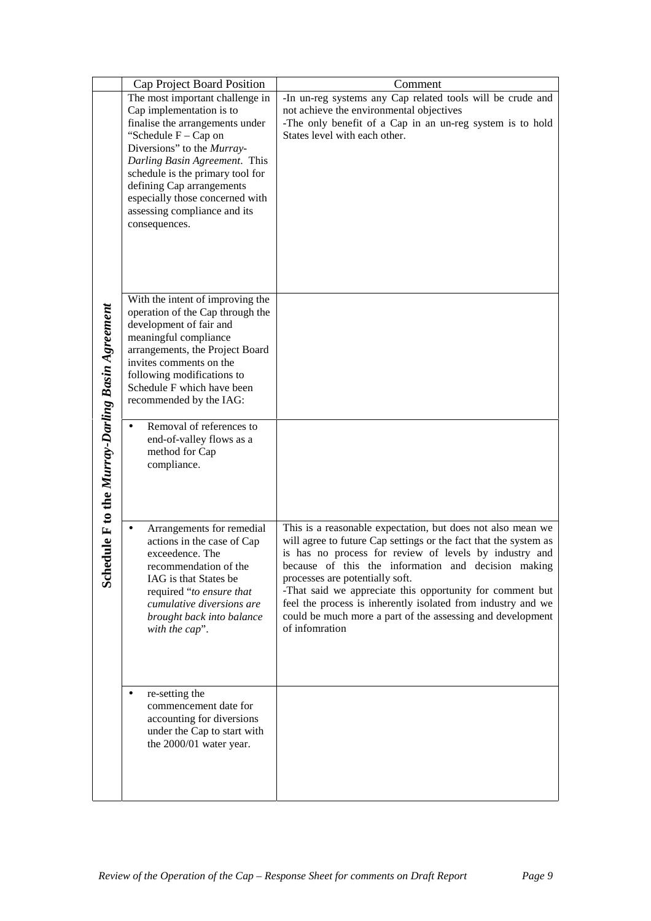| | Cap Project Board Position | Comment |
|---|---|---|
| **Schedule F to the *Murray-Darling Basin Agreement*** | The most important challenge in Cap implementation is to finalise the arrangements under "Schedule F – Cap on Diversions" to the *Murray-Darling Basin Agreement*. This schedule is the primary tool for defining Cap arrangements especially those concerned with assessing compliance and its consequences. | -In un-reg systems any Cap related tools will be crude and not achieve the environmental objectives<br>-The only benefit of a Cap in an un-reg system is to hold States level with each other. |
| | With the intent of improving the operation of the Cap through the development of fair and meaningful compliance arrangements, the Project Board invites comments on the following modifications to Schedule F which have been recommended by the IAG: | |
| | • Removal of references to end-of-valley flows as a method for Cap compliance. | |
| | • Arrangements for remedial actions in the case of Cap exceedence. The recommendation of the IAG is that States be required "*to ensure that cumulative diversions are brought back into balance with the cap*". | This is a reasonable expectation, but does not also mean we will agree to future Cap settings or the fact that the system as is has no process for review of levels by industry and because of this the information and decision making processes are potentially soft.<br>-That said we appreciate this opportunity for comment but feel the process is inherently isolated from industry and we could be much more a part of the assessing and development of infomration |
| | • re-setting the commencement date for accounting for diversions under the Cap to start with the 2000/01 water year. | |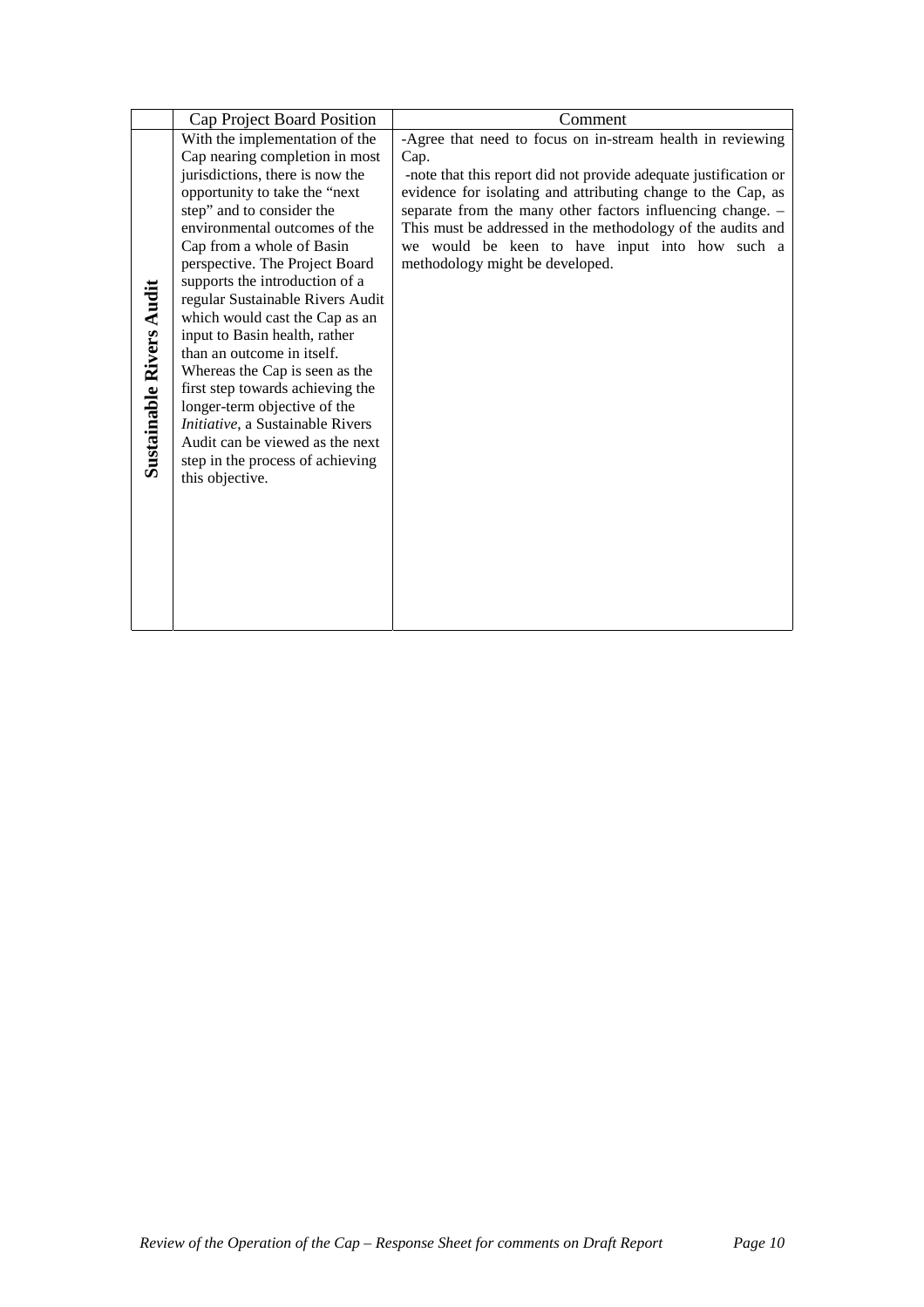| | Cap Project Board Position | Comment |
|---|---|---|
| **Sustainable Rivers Audit** | With the implementation of the Cap nearing completion in most jurisdictions, there is now the opportunity to take the "next step" and to consider the environmental outcomes of the Cap from a whole of Basin perspective. The Project Board supports the introduction of a regular Sustainable Rivers Audit which would cast the Cap as an input to Basin health, rather than an outcome in itself. Whereas the Cap is seen as the first step towards achieving the longer-term objective of the *Initiative*, a Sustainable Rivers Audit can be viewed as the next step in the process of achieving this objective. | -Agree that need to focus on in-stream health in reviewing Cap. -note that this report did not provide adequate justification or evidence for isolating and attributing change to the Cap, as separate from the many other factors influencing change. – This must be addressed in the methodology of the audits and we would be keen to have input into how such a methodology might be developed. |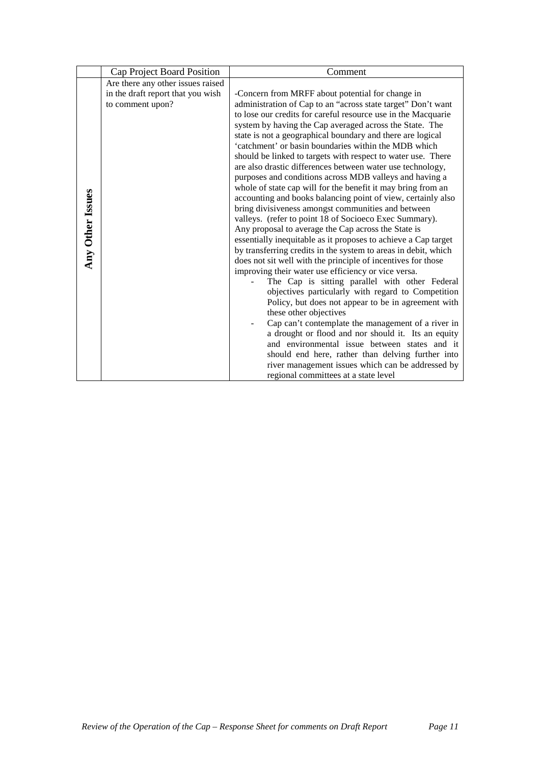| | Cap Project Board Position | Comment |
|---|---|---|
| **Any Other Issues** | Are there any other issues raised in the draft report that you wish to comment upon? | -Concern from MRFF about potential for change in administration of Cap to an "across state target" Don't want to lose our credits for careful resource use in the Macquarie system by having the Cap averaged across the State. The state is not a geographical boundary and there are logical 'catchment' or basin boundaries within the MDB which should be linked to targets with respect to water use. There are also drastic differences between water use technology, purposes and conditions across MDB valleys and having a whole of state cap will for the benefit it may bring from an accounting and books balancing point of view, certainly also bring divisiveness amongst communities and between valleys. (refer to point 18 of Socioeco Exec Summary). Any proposal to average the Cap across the State is essentially inequitable as it proposes to achieve a Cap target by transferring credits in the system to areas in debit, which does not sit well with the principle of incentives for those improving their water use efficiency or vice versa.<br>- The Cap is sitting parallel with other Federal objectives particularly with regard to Competition Policy, but does not appear to be in agreement with these other objectives<br>- Cap can't contemplate the management of a river in a drought or flood and nor should it. Its an equity and environmental issue between states and it should end here, rather than delving further into river management issues which can be addressed by regional committees at a state level |